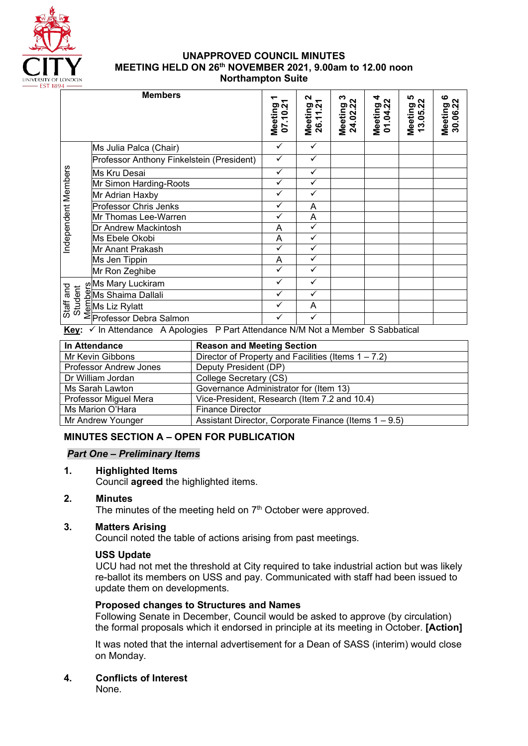# UNAPPROVED COUNCIL MINUTES
## MEETING HELD ON 26th NOVEMBER 2021, 9.00am to 12.00 noon
### Northampton Suite

| | Members | Meeting 1 07.10.21 | Meeting 2 26.11.21 | Meeting 3 24.02.22 | Meeting 4 01.04.22 | Meeting 5 13.05.22 | Meeting 6 30.06.22 |
|---|---|---|---|---|---|---|---|
| Independent Members | Ms Julia Palca (Chair) | ✓ | ✓ | | | | |
| | Professor Anthony Finkelstein (President) | ✓ | ✓ | | | | |
| | Ms Kru Desai | ✓ | ✓ | | | | |
| | Mr Simon Harding-Roots | ✓ | ✓ | | | | |
| | Mr Adrian Haxby | ✓ | ✓ | | | | |
| | Professor Chris Jenks | ✓ | A | | | | |
| | Mr Thomas Lee-Warren | ✓ | A | | | | |
| | Dr Andrew Mackintosh | A | ✓ | | | | |
| | Ms Ebele Okobi | A | ✓ | | | | |
| | Mr Anant Prakash | ✓ | ✓ | | | | |
| | Ms Jen Tippin | A | ✓ | | | | |
| | Mr Ron Zeghibe | ✓ | ✓ | | | | |
| Staff and Student Members | Ms Mary Luckiram | ✓ | ✓ | | | | |
| | Ms Shaima Dallali | ✓ | ✓ | | | | |
| | Ms Liz Rylatt | ✓ | A | | | | |
| | Professor Debra Salmon | ✓ | ✓ | | | | |

**Key**: ✓ In Attendance A Apologies P Part Attendance N/M Not a Member S Sabbatical

| In Attendance | Reason and Meeting Section |
|---|---|
| Mr Kevin Gibbons | Director of Property and Facilities (Items 1 – 7.2) |
| Professor Andrew Jones | Deputy President (DP) |
| Dr William Jordan | College Secretary (CS) |
| Ms Sarah Lawton | Governance Administrator for (Item 13) |
| Professor Miguel Mera | Vice-President, Research (Item 7.2 and 10.4) |
| Ms Marion O'Hara | Finance Director |
| Mr Andrew Younger | Assistant Director, Corporate Finance (Items 1 – 9.5) |

## MINUTES SECTION A – OPEN FOR PUBLICATION

### *Part One – Preliminary Items*

**1. Highlighted Items**

Council **agreed** the highlighted items.

**2. Minutes**

The minutes of the meeting held on 7th October were approved.

**3. Matters Arising**

Council noted the table of actions arising from past meetings.

**USS Update**

UCU had not met the threshold at City required to take industrial action but was likely re-ballot its members on USS and pay. Communicated with staff had been issued to update them on developments.

**Proposed changes to Structures and Names**

Following Senate in December, Council would be asked to approve (by circulation) the formal proposals which it endorsed in principle at its meeting in October. **[Action]**

It was noted that the internal advertisement for a Dean of SASS (interim) would close on Monday.

**4. Conflicts of Interest**

None.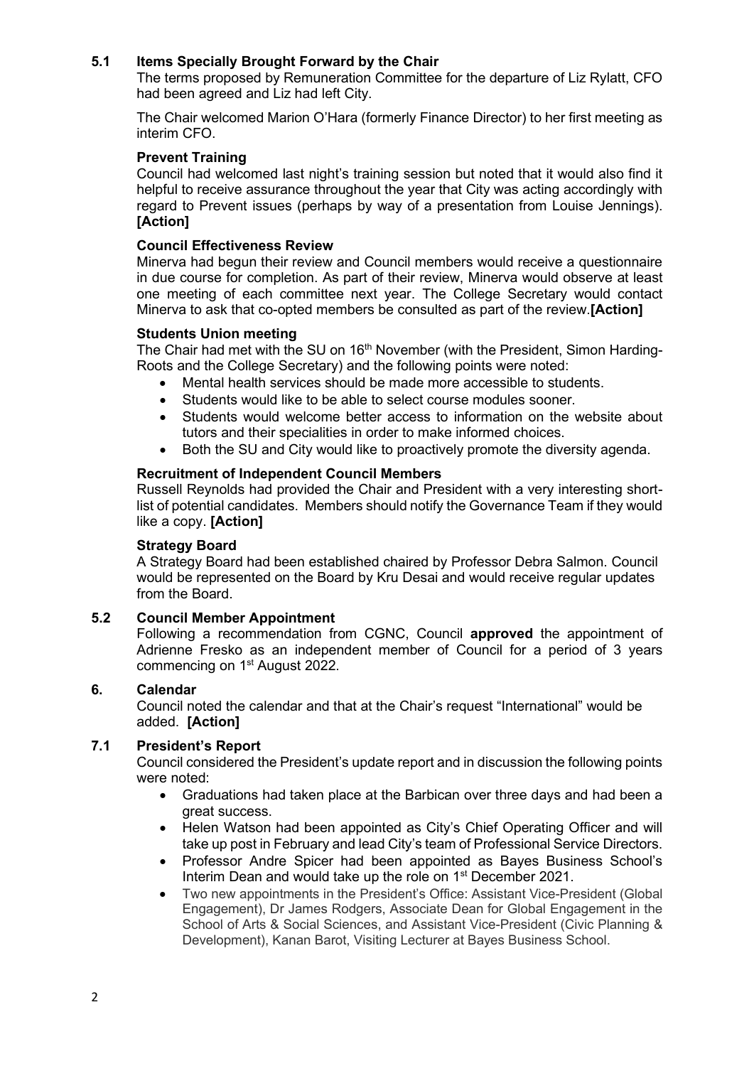### 5.1 Items Specially Brought Forward by the Chair

The terms proposed by Remuneration Committee for the departure of Liz Rylatt, CFO had been agreed and Liz had left City.

The Chair welcomed Marion O'Hara (formerly Finance Director) to her first meeting as interim CFO.

**Prevent Training**

Council had welcomed last night's training session but noted that it would also find it helpful to receive assurance throughout the year that City was acting accordingly with regard to Prevent issues (perhaps by way of a presentation from Louise Jennings). **[Action]**

**Council Effectiveness Review**

Minerva had begun their review and Council members would receive a questionnaire in due course for completion. As part of their review, Minerva would observe at least one meeting of each committee next year. The College Secretary would contact Minerva to ask that co-opted members be consulted as part of the review.**[Action]**

**Students Union meeting**

The Chair had met with the SU on 16th November (with the President, Simon Harding-Roots and the College Secretary) and the following points were noted:

- Mental health services should be made more accessible to students.
- Students would like to be able to select course modules sooner.
- Students would welcome better access to information on the website about tutors and their specialities in order to make informed choices.
- Both the SU and City would like to proactively promote the diversity agenda.

**Recruitment of Independent Council Members**

Russell Reynolds had provided the Chair and President with a very interesting short-list of potential candidates. Members should notify the Governance Team if they would like a copy. **[Action]**

**Strategy Board**

A Strategy Board had been established chaired by Professor Debra Salmon. Council would be represented on the Board by Kru Desai and would receive regular updates from the Board.

### 5.2 Council Member Appointment

Following a recommendation from CGNC, Council **approved** the appointment of Adrienne Fresko as an independent member of Council for a period of 3 years commencing on 1st August 2022.

### 6. Calendar

Council noted the calendar and that at the Chair's request "International" would be added. **[Action]**

### 7.1 President's Report

Council considered the President's update report and in discussion the following points were noted:

- Graduations had taken place at the Barbican over three days and had been a great success.
- Helen Watson had been appointed as City's Chief Operating Officer and will take up post in February and lead City's team of Professional Service Directors.
- Professor Andre Spicer had been appointed as Bayes Business School's Interim Dean and would take up the role on 1st December 2021.
- Two new appointments in the President's Office: Assistant Vice-President (Global Engagement), Dr James Rodgers, Associate Dean for Global Engagement in the School of Arts & Social Sciences, and Assistant Vice-President (Civic Planning & Development), Kanan Barot, Visiting Lecturer at Bayes Business School.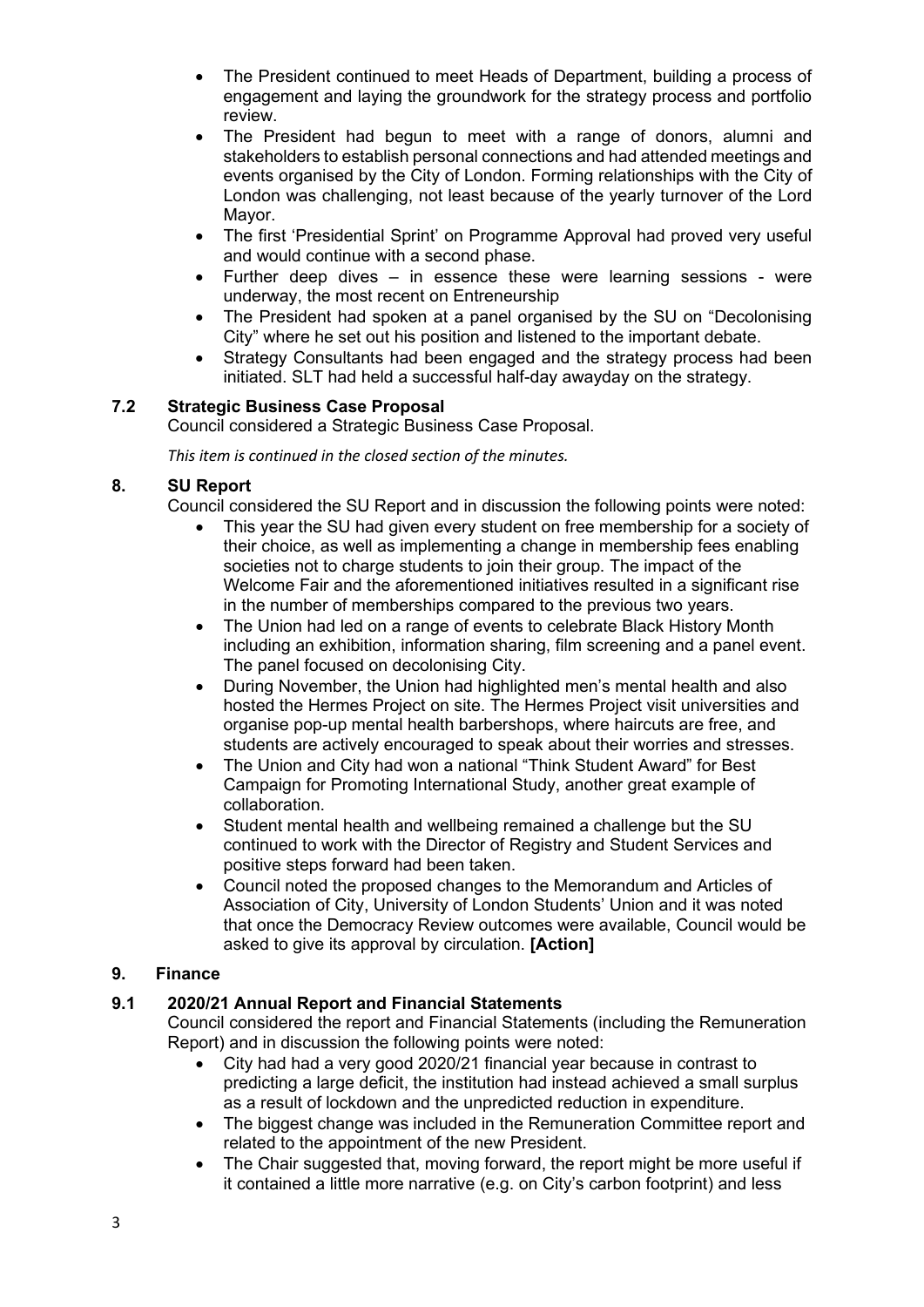- The President continued to meet Heads of Department, building a process of engagement and laying the groundwork for the strategy process and portfolio review.
- The President had begun to meet with a range of donors, alumni and stakeholders to establish personal connections and had attended meetings and events organised by the City of London. Forming relationships with the City of London was challenging, not least because of the yearly turnover of the Lord Mayor.
- The first 'Presidential Sprint' on Programme Approval had proved very useful and would continue with a second phase.
- Further deep dives – in essence these were learning sessions - were underway, the most recent on Entreneurship
- The President had spoken at a panel organised by the SU on "Decolonising City" where he set out his position and listened to the important debate.
- Strategy Consultants had been engaged and the strategy process had been initiated. SLT had held a successful half-day awayday on the strategy.

### 7.2 Strategic Business Case Proposal

Council considered a Strategic Business Case Proposal.

*This item is continued in the closed section of the minutes.*

## 8. SU Report

Council considered the SU Report and in discussion the following points were noted:

- This year the SU had given every student on free membership for a society of their choice, as well as implementing a change in membership fees enabling societies not to charge students to join their group. The impact of the Welcome Fair and the aforementioned initiatives resulted in a significant rise in the number of memberships compared to the previous two years.
- The Union had led on a range of events to celebrate Black History Month including an exhibition, information sharing, film screening and a panel event. The panel focused on decolonising City.
- During November, the Union had highlighted men's mental health and also hosted the Hermes Project on site. The Hermes Project visit universities and organise pop-up mental health barbershops, where haircuts are free, and students are actively encouraged to speak about their worries and stresses.
- The Union and City had won a national "Think Student Award" for Best Campaign for Promoting International Study, another great example of collaboration.
- Student mental health and wellbeing remained a challenge but the SU continued to work with the Director of Registry and Student Services and positive steps forward had been taken.
- Council noted the proposed changes to the Memorandum and Articles of Association of City, University of London Students' Union and it was noted that once the Democracy Review outcomes were available, Council would be asked to give its approval by circulation. **[Action]**

## 9. Finance

### 9.1 2020/21 Annual Report and Financial Statements

Council considered the report and Financial Statements (including the Remuneration Report) and in discussion the following points were noted:

- City had had a very good 2020/21 financial year because in contrast to predicting a large deficit, the institution had instead achieved a small surplus as a result of lockdown and the unpredicted reduction in expenditure.
- The biggest change was included in the Remuneration Committee report and related to the appointment of the new President.
- The Chair suggested that, moving forward, the report might be more useful if it contained a little more narrative (e.g. on City's carbon footprint) and less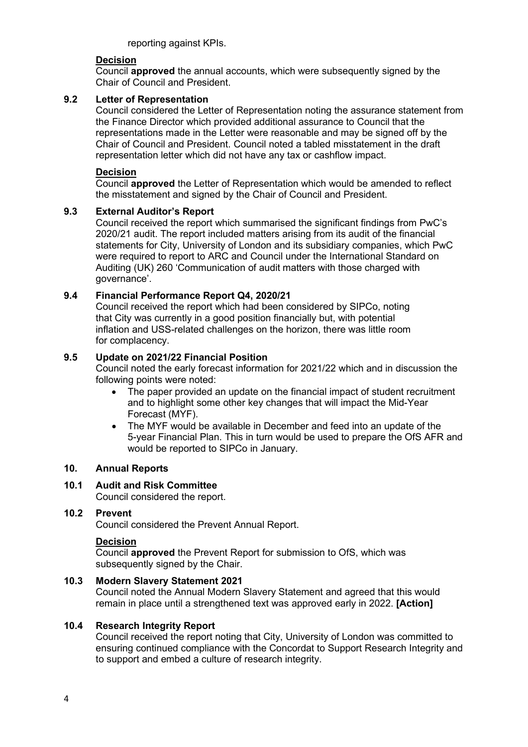reporting against KPIs.

**Decision**

Council **approved** the annual accounts, which were subsequently signed by the Chair of Council and President.

### 9.2 Letter of Representation

Council considered the Letter of Representation noting the assurance statement from the Finance Director which provided additional assurance to Council that the representations made in the Letter were reasonable and may be signed off by the Chair of Council and President. Council noted a tabled misstatement in the draft representation letter which did not have any tax or cashflow impact.

**Decision**

Council **approved** the Letter of Representation which would be amended to reflect the misstatement and signed by the Chair of Council and President.

### 9.3 External Auditor's Report

Council received the report which summarised the significant findings from PwC's 2020/21 audit. The report included matters arising from its audit of the financial statements for City, University of London and its subsidiary companies, which PwC were required to report to ARC and Council under the International Standard on Auditing (UK) 260 'Communication of audit matters with those charged with governance'.

### 9.4 Financial Performance Report Q4, 2020/21

Council received the report which had been considered by SIPCo, noting that City was currently in a good position financially but, with potential inflation and USS-related challenges on the horizon, there was little room for complacency.

### 9.5 Update on 2021/22 Financial Position

Council noted the early forecast information for 2021/22 which and in discussion the following points were noted:

- The paper provided an update on the financial impact of student recruitment and to highlight some other key changes that will impact the Mid-Year Forecast (MYF).
- The MYF would be available in December and feed into an update of the 5-year Financial Plan. This in turn would be used to prepare the OfS AFR and would be reported to SIPCo in January.

## 10. Annual Reports

### 10.1 Audit and Risk Committee

Council considered the report.

### 10.2 Prevent

Council considered the Prevent Annual Report.

**Decision**

Council **approved** the Prevent Report for submission to OfS, which was subsequently signed by the Chair.

### 10.3 Modern Slavery Statement 2021

Council noted the Annual Modern Slavery Statement and agreed that this would remain in place until a strengthened text was approved early in 2022. **[Action]**

### 10.4 Research Integrity Report

Council received the report noting that City, University of London was committed to ensuring continued compliance with the Concordat to Support Research Integrity and to support and embed a culture of research integrity.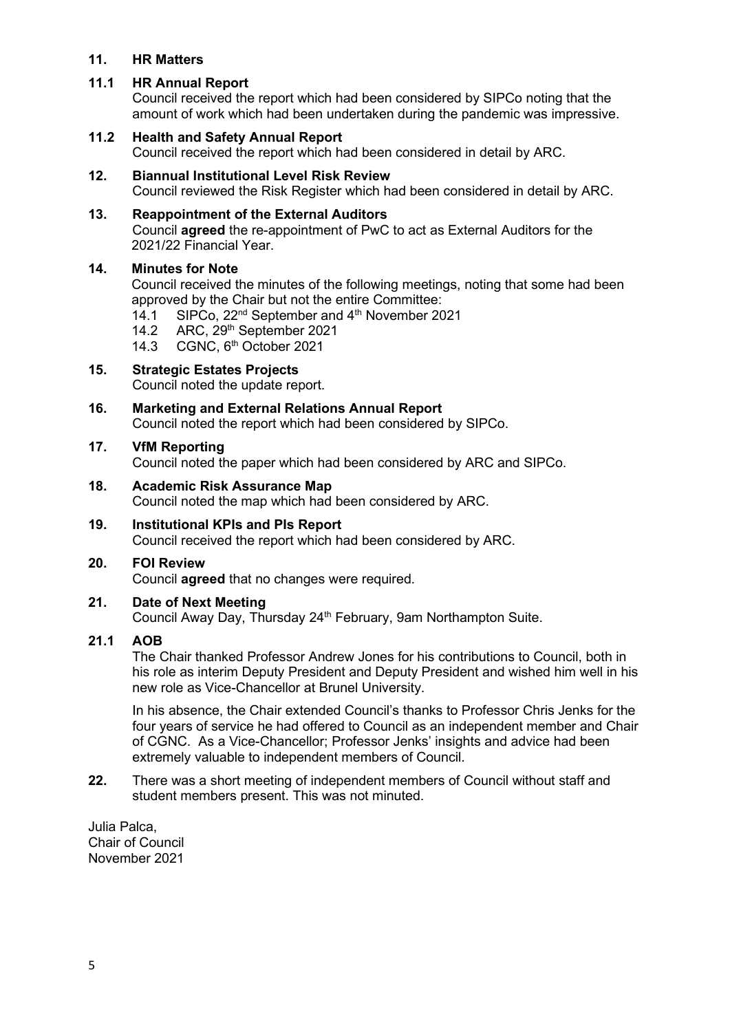## 11. HR Matters

### 11.1 HR Annual Report

Council received the report which had been considered by SIPCo noting that the amount of work which had been undertaken during the pandemic was impressive.

### 11.2 Health and Safety Annual Report

Council received the report which had been considered in detail by ARC.

## 12. Biannual Institutional Level Risk Review

Council reviewed the Risk Register which had been considered in detail by ARC.

## 13. Reappointment of the External Auditors

Council **agreed** the re-appointment of PwC to act as External Auditors for the 2021/22 Financial Year.

## 14. Minutes for Note

Council received the minutes of the following meetings, noting that some had been approved by the Chair but not the entire Committee:

- 14.1 SIPCo, 22nd September and 4th November 2021
- 14.2 ARC, 29th September 2021
- 14.3 CGNC, 6th October 2021

## 15. Strategic Estates Projects

Council noted the update report.

## 16. Marketing and External Relations Annual Report

Council noted the report which had been considered by SIPCo.

## 17. VfM Reporting

Council noted the paper which had been considered by ARC and SIPCo.

## 18. Academic Risk Assurance Map

Council noted the map which had been considered by ARC.

## 19. Institutional KPIs and PIs Report

Council received the report which had been considered by ARC.

## 20. FOI Review

Council **agreed** that no changes were required.

## 21. Date of Next Meeting

Council Away Day, Thursday 24th February, 9am Northampton Suite.

### 21.1 AOB

The Chair thanked Professor Andrew Jones for his contributions to Council, both in his role as interim Deputy President and Deputy President and wished him well in his new role as Vice-Chancellor at Brunel University.

In his absence, the Chair extended Council's thanks to Professor Chris Jenks for the four years of service he had offered to Council as an independent member and Chair of CGNC. As a Vice-Chancellor; Professor Jenks' insights and advice had been extremely valuable to independent members of Council.

**22.** There was a short meeting of independent members of Council without staff and student members present. This was not minuted.

Julia Palca,
Chair of Council
November 2021